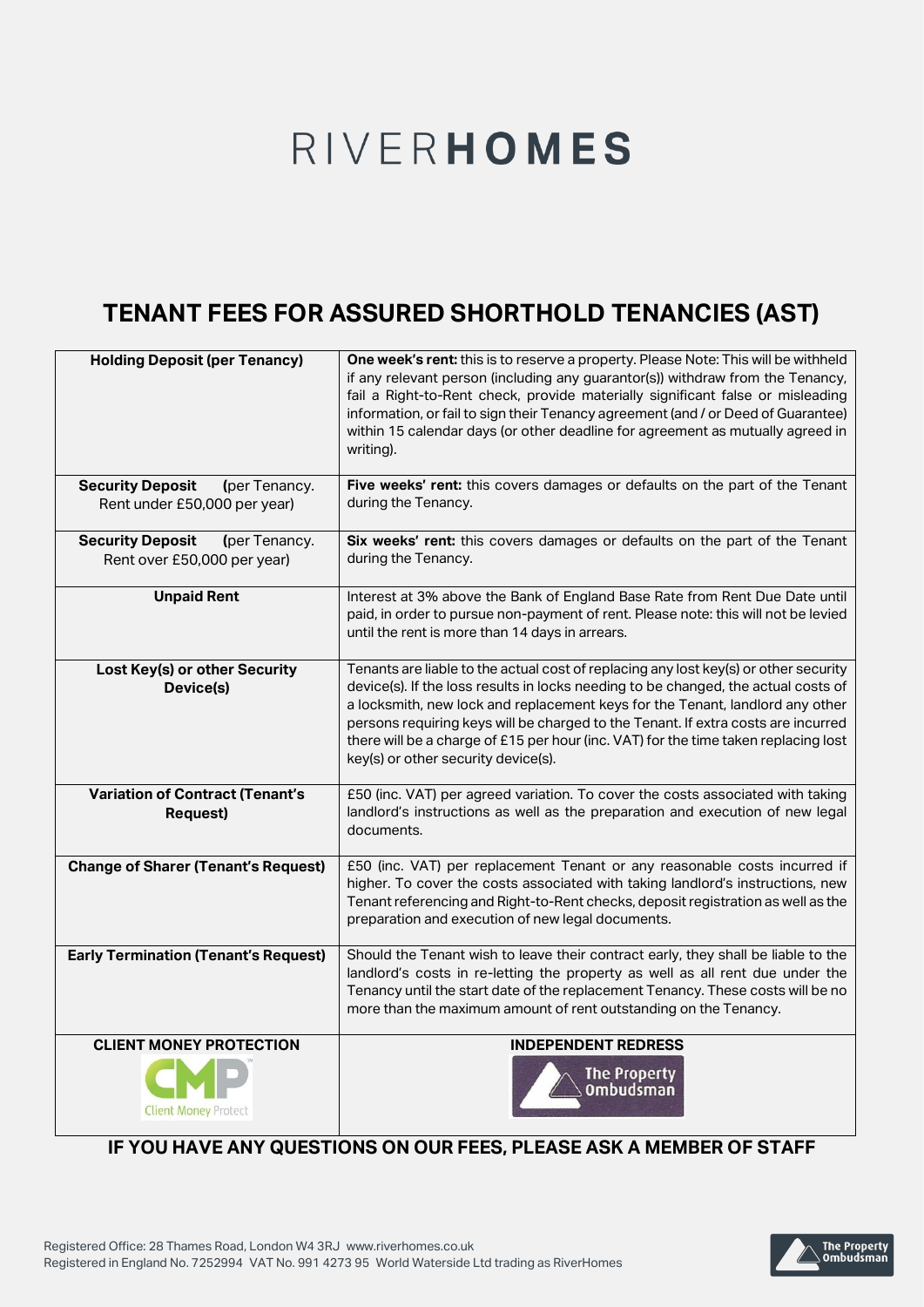# RIVER**HOMES**

## TENANT FEES FOR ASSURED SHORTHOLD TENANCIES (AST)

| | |
|---|---|
| **Holding Deposit (per Tenancy)** | **One week's rent:** this is to reserve a property. Please Note: This will be withheld if any relevant person (including any guarantor(s)) withdraw from the Tenancy, fail a Right-to-Rent check, provide materially significant false or misleading information, or fail to sign their Tenancy agreement (and / or Deed of Guarantee) within 15 calendar days (or other deadline for agreement as mutually agreed in writing). |
| **Security Deposit** (per Tenancy. Rent under £50,000 per year) | **Five weeks' rent:** this covers damages or defaults on the part of the Tenant during the Tenancy. |
| **Security Deposit** (per Tenancy. Rent over £50,000 per year) | **Six weeks' rent:** this covers damages or defaults on the part of the Tenant during the Tenancy. |
| **Unpaid Rent** | Interest at 3% above the Bank of England Base Rate from Rent Due Date until paid, in order to pursue non-payment of rent. Please note: this will not be levied until the rent is more than 14 days in arrears. |
| **Lost Key(s) or other Security Device(s)** | Tenants are liable to the actual cost of replacing any lost key(s) or other security device(s). If the loss results in locks needing to be changed, the actual costs of a locksmith, new lock and replacement keys for the Tenant, landlord any other persons requiring keys will be charged to the Tenant. If extra costs are incurred there will be a charge of £15 per hour (inc. VAT) for the time taken replacing lost key(s) or other security device(s). |
| **Variation of Contract (Tenant's Request)** | £50 (inc. VAT) per agreed variation. To cover the costs associated with taking landlord's instructions as well as the preparation and execution of new legal documents. |
| **Change of Sharer (Tenant's Request)** | £50 (inc. VAT) per replacement Tenant or any reasonable costs incurred if higher. To cover the costs associated with taking landlord's instructions, new Tenant referencing and Right-to-Rent checks, deposit registration as well as the preparation and execution of new legal documents. |
| **Early Termination (Tenant's Request)** | Should the Tenant wish to leave their contract early, they shall be liable to the landlord's costs in re-letting the property as well as all rent due under the Tenancy until the start date of the replacement Tenancy. These costs will be no more than the maximum amount of rent outstanding on the Tenancy. |
| **CLIENT MONEY PROTECTION** | **INDEPENDENT REDRESS** |

**IF YOU HAVE ANY QUESTIONS ON OUR FEES, PLEASE ASK A MEMBER OF STAFF**

Registered Office: 28 Thames Road, London W4 3RJ www.riverhomes.co.uk
Registered in England No. 7252994 VAT No. 991 4273 95 World Waterside Ltd trading as RiverHomes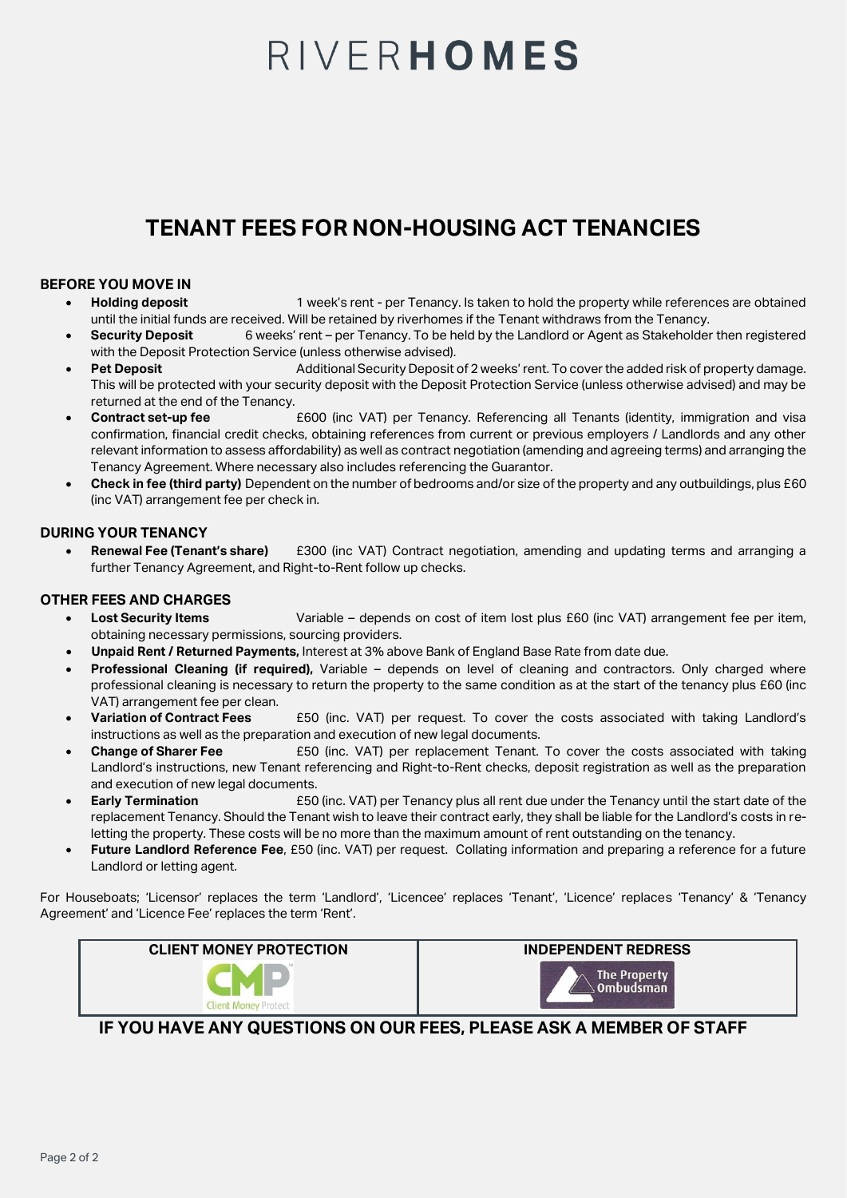# RIVERHOMES

## TENANT FEES FOR NON-HOUSING ACT TENANCIES

### BEFORE YOU MOVE IN

- **Holding deposit** 1 week's rent - per Tenancy. Is taken to hold the property while references are obtained until the initial funds are received. Will be retained by riverhomes if the Tenant withdraws from the Tenancy.
- **Security Deposit** 6 weeks' rent – per Tenancy. To be held by the Landlord or Agent as Stakeholder then registered with the Deposit Protection Service (unless otherwise advised).
- **Pet Deposit** Additional Security Deposit of 2 weeks' rent. To cover the added risk of property damage. This will be protected with your security deposit with the Deposit Protection Service (unless otherwise advised) and may be returned at the end of the Tenancy.
- **Contract set-up fee** £600 (inc VAT) per Tenancy. Referencing all Tenants (identity, immigration and visa confirmation, financial credit checks, obtaining references from current or previous employers / Landlords and any other relevant information to assess affordability) as well as contract negotiation (amending and agreeing terms) and arranging the Tenancy Agreement. Where necessary also includes referencing the Guarantor.
- **Check in fee (third party)** Dependent on the number of bedrooms and/or size of the property and any outbuildings, plus £60 (inc VAT) arrangement fee per check in.

### DURING YOUR TENANCY

- **Renewal Fee (Tenant's share)** £300 (inc VAT) Contract negotiation, amending and updating terms and arranging a further Tenancy Agreement, and Right-to-Rent follow up checks.

### OTHER FEES AND CHARGES

- **Lost Security Items** Variable – depends on cost of item lost plus £60 (inc VAT) arrangement fee per item, obtaining necessary permissions, sourcing providers.
- **Unpaid Rent / Returned Payments,** Interest at 3% above Bank of England Base Rate from date due.
- **Professional Cleaning (if required),** Variable – depends on level of cleaning and contractors. Only charged where professional cleaning is necessary to return the property to the same condition as at the start of the tenancy plus £60 (inc VAT) arrangement fee per clean.
- **Variation of Contract Fees** £50 (inc. VAT) per request. To cover the costs associated with taking Landlord's instructions as well as the preparation and execution of new legal documents.
- **Change of Sharer Fee** £50 (inc. VAT) per replacement Tenant. To cover the costs associated with taking Landlord's instructions, new Tenant referencing and Right-to-Rent checks, deposit registration as well as the preparation and execution of new legal documents.
- **Early Termination** £50 (inc. VAT) per Tenancy plus all rent due under the Tenancy until the start date of the replacement Tenancy. Should the Tenant wish to leave their contract early, they shall be liable for the Landlord's costs in re-letting the property. These costs will be no more than the maximum amount of rent outstanding on the tenancy.
- **Future Landlord Reference Fee**, £50 (inc. VAT) per request. Collating information and preparing a reference for a future Landlord or letting agent.

For Houseboats; 'Licensor' replaces the term 'Landlord', 'Licencee' replaces 'Tenant', 'Licence' replaces 'Tenancy' & 'Tenancy Agreement' and 'Licence Fee' replaces the term 'Rent'.

| CLIENT MONEY PROTECTION | INDEPENDENT REDRESS |
| --- | --- |
| CMP Client Money Protect | The Property Ombudsman |

**IF YOU HAVE ANY QUESTIONS ON OUR FEES, PLEASE ASK A MEMBER OF STAFF**